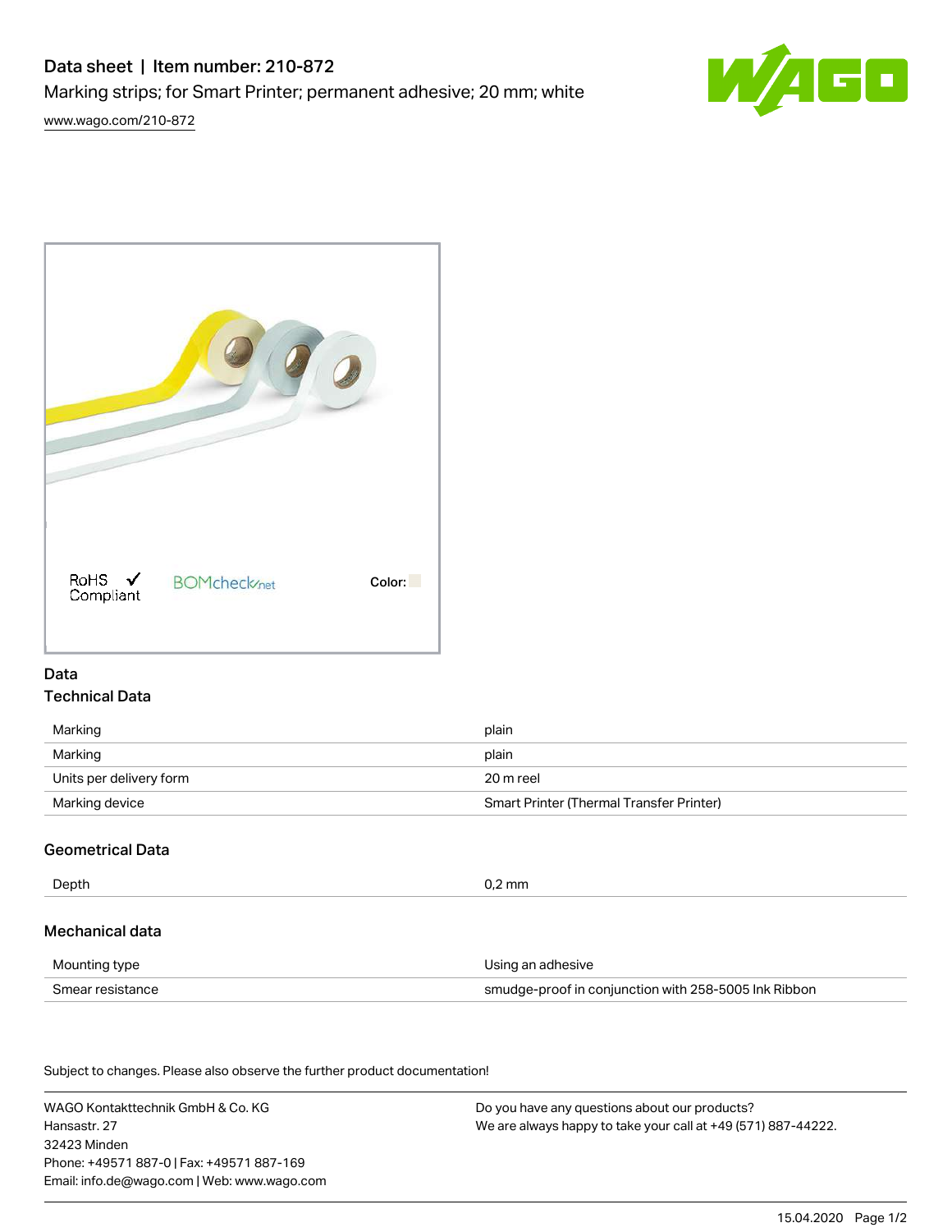# Data sheet | Item number: 210-872

Marking strips; for Smart Printer; permanent adhesive; 20 mm; white

www.wago.com/210-872

RoHS Compliant    BOMcheck.net    Color:

## Data

### Technical Data

| | |
|---|---|
| Marking | plain |
| Marking | plain |
| Units per delivery form | 20 m reel |
| Marking device | Smart Printer (Thermal Transfer Printer) |

### Geometrical Data

| | |
|---|---|
| Depth | 0,2 mm |

### Mechanical data

| | |
|---|---|
| Mounting type | Using an adhesive |
| Smear resistance | smudge-proof in conjunction with 258-5005 Ink Ribbon |

Subject to changes. Please also observe the further product documentation!

WAGO Kontakttechnik GmbH & Co. KG
Hansastr. 27
32423 Minden
Phone: +49571 887-0 | Fax: +49571 887-169
Email: info.de@wago.com | Web: www.wago.com

Do you have any questions about our products?
We are always happy to take your call at +49 (571) 887-44222.

15.04.2020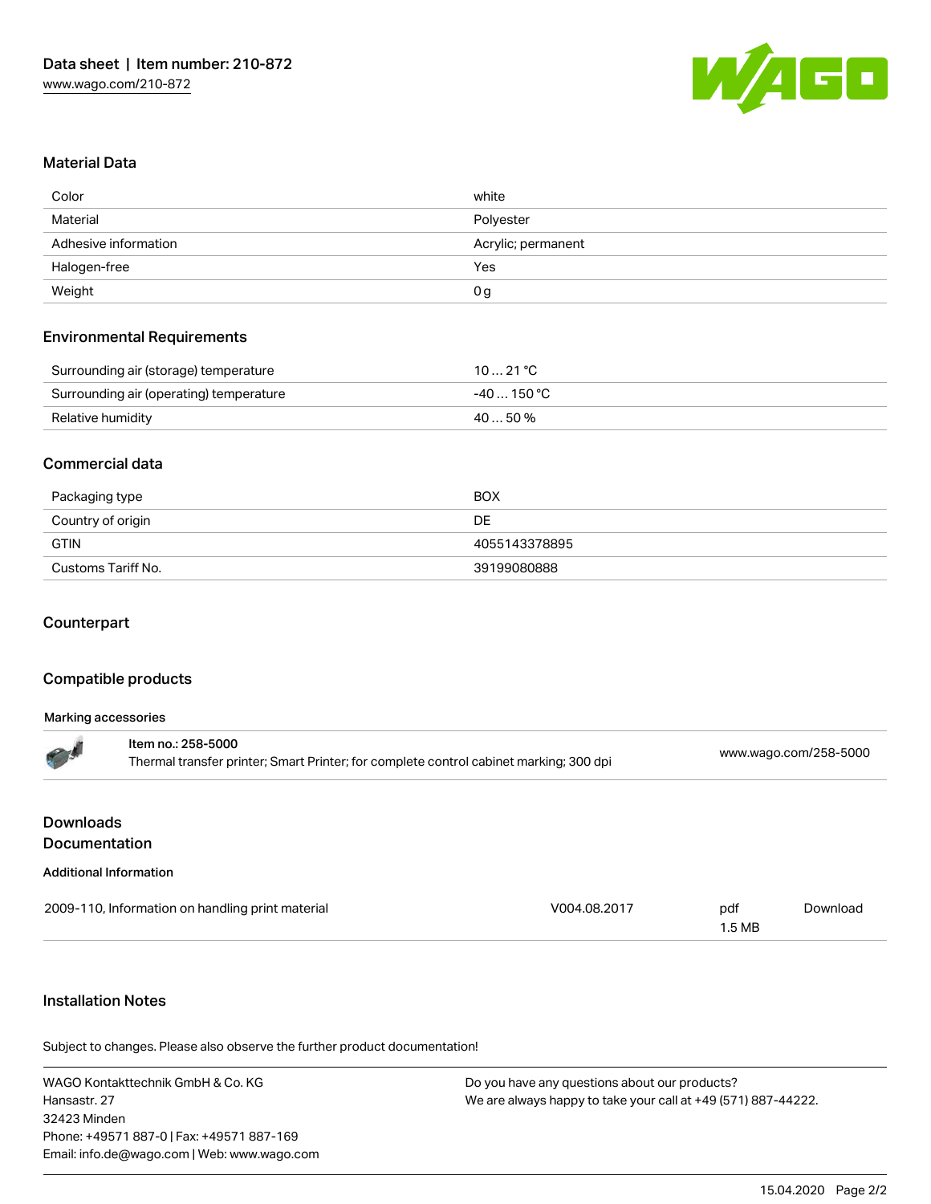## Material Data

| | |
|---|---|
| Color | white |
| Material | Polyester |
| Adhesive information | Acrylic; permanent |
| Halogen-free | Yes |
| Weight | 0 g |

## Environmental Requirements

| | |
|---|---|
| Surrounding air (storage) temperature | 10 … 21 °C |
| Surrounding air (operating) temperature | -40 … 150 °C |
| Relative humidity | 40 … 50 % |

## Commercial data

| | |
|---|---|
| Packaging type | BOX |
| Country of origin | DE |
| GTIN | 4055143378895 |
| Customs Tariff No. | 39199080888 |

## Counterpart

## Compatible products

### Marking accessories

| | |
|---|---|
| Item no.: 258-5000<br>Thermal transfer printer; Smart Printer; for complete control cabinet marking; 300 dpi | www.wago.com/258-5000 |

## Downloads
## Documentation

### Additional Information

| | | | |
|---|---|---|---|
| 2009-110, Information on handling print material | V004.08.2017 | pdf<br>1.5 MB | Download |

## Installation Notes

Subject to changes. Please also observe the further product documentation!

WAGO Kontakttechnik GmbH & Co. KG
Hansastr. 27
32423 Minden
Phone: +49571 887-0 | Fax: +49571 887-169
Email: info.de@wago.com | Web: www.wago.com

Do you have any questions about our products?
We are always happy to take your call at +49 (571) 887-44222.